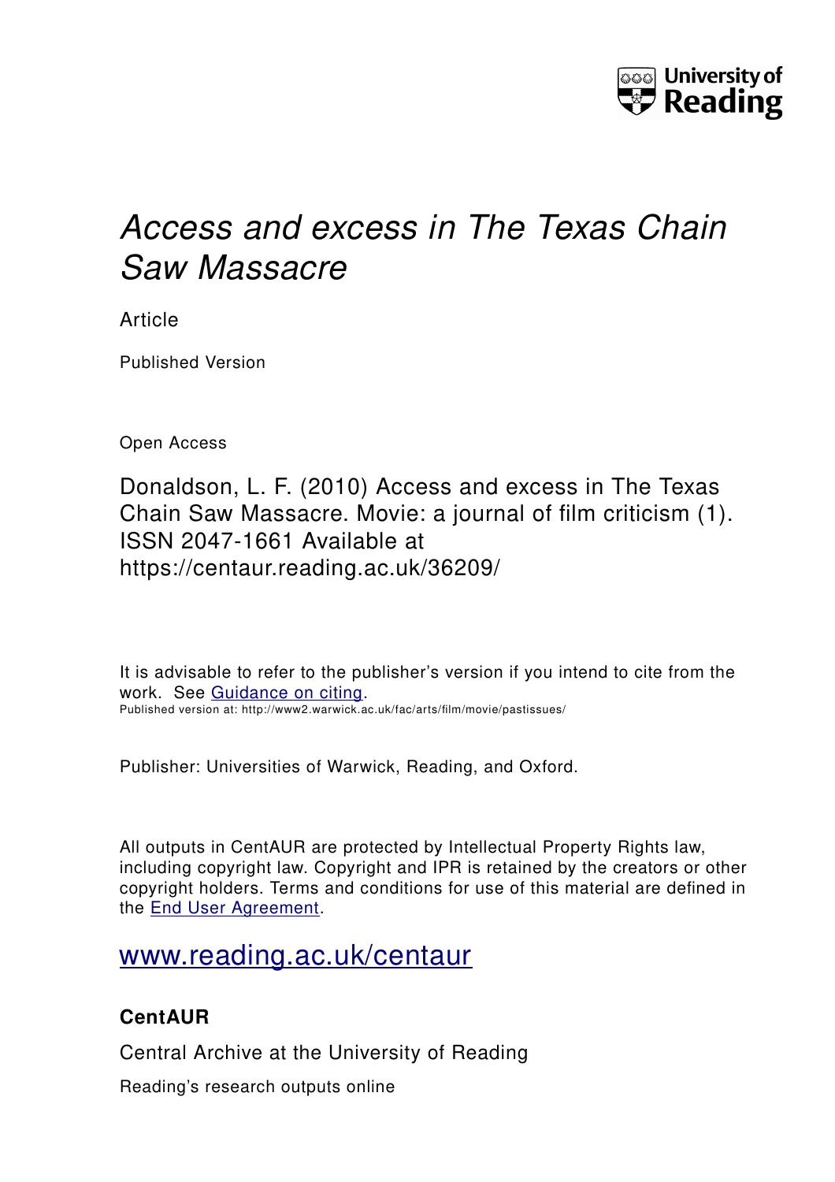University of Reading

# *Access and excess in The Texas Chain Saw Massacre*

Article

Published Version

Open Access

Donaldson, L. F. (2010) Access and excess in The Texas Chain Saw Massacre. Movie: a journal of film criticism (1). ISSN 2047-1661 Available at https://centaur.reading.ac.uk/36209/

It is advisable to refer to the publisher's version if you intend to cite from the work. See [Guidance on citing](Guidance on citing).
Published version at: http://www2.warwick.ac.uk/fac/arts/film/movie/pastissues/

Publisher: Universities of Warwick, Reading, and Oxford.

All outputs in CentAUR are protected by Intellectual Property Rights law, including copyright law. Copyright and IPR is retained by the creators or other copyright holders. Terms and conditions for use of this material are defined in the [End User Agreement](End User Agreement).

[www.reading.ac.uk/centaur](www.reading.ac.uk/centaur)

**CentAUR**

Central Archive at the University of Reading

Reading's research outputs online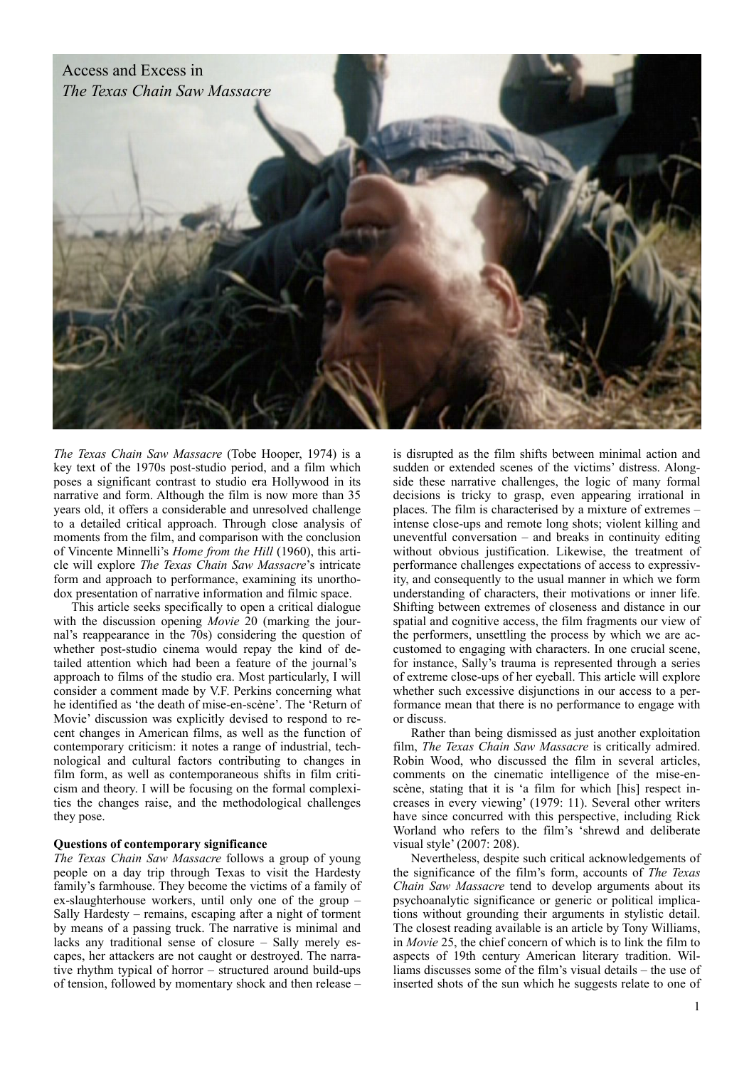# Access and Excess in *The Texas Chain Saw Massacre*

*The Texas Chain Saw Massacre* (Tobe Hooper, 1974) is a key text of the 1970s post-studio period, and a film which poses a significant contrast to studio era Hollywood in its narrative and form. Although the film is now more than 35 years old, it offers a considerable and unresolved challenge to a detailed critical approach. Through close analysis of moments from the film, and comparison with the conclusion of Vincente Minnelli's *Home from the Hill* (1960), this article will explore *The Texas Chain Saw Massacre*'s intricate form and approach to performance, examining its unorthodox presentation of narrative information and filmic space.

This article seeks specifically to open a critical dialogue with the discussion opening *Movie* 20 (marking the journal's reappearance in the 70s) considering the question of whether post-studio cinema would repay the kind of detailed attention which had been a feature of the journal's approach to films of the studio era. Most particularly, I will consider a comment made by V.F. Perkins concerning what he identified as 'the death of mise-en-scène'. The 'Return of Movie' discussion was explicitly devised to respond to recent changes in American films, as well as the function of contemporary criticism: it notes a range of industrial, technological and cultural factors contributing to changes in film form, as well as contemporaneous shifts in film criticism and theory. I will be focusing on the formal complexities the changes raise, and the methodological challenges they pose.

## Questions of contemporary significance

*The Texas Chain Saw Massacre* follows a group of young people on a day trip through Texas to visit the Hardesty family's farmhouse. They become the victims of a family of ex-slaughterhouse workers, until only one of the group – Sally Hardesty – remains, escaping after a night of torment by means of a passing truck. The narrative is minimal and lacks any traditional sense of closure – Sally merely escapes, her attackers are not caught or destroyed. The narrative rhythm typical of horror – structured around build-ups of tension, followed by momentary shock and then release – is disrupted as the film shifts between minimal action and sudden or extended scenes of the victims' distress. Alongside these narrative challenges, the logic of many formal decisions is tricky to grasp, even appearing irrational in places. The film is characterised by a mixture of extremes – intense close-ups and remote long shots; violent killing and uneventful conversation – and breaks in continuity editing without obvious justification. Likewise, the treatment of performance challenges expectations of access to expressivity, and consequently to the usual manner in which we form understanding of characters, their motivations or inner life. Shifting between extremes of closeness and distance in our spatial and cognitive access, the film fragments our view of the performers, unsettling the process by which we are accustomed to engaging with characters. In one crucial scene, for instance, Sally's trauma is represented through a series of extreme close-ups of her eyeball. This article will explore whether such excessive disjunctions in our access to a performance mean that there is no performance to engage with or discuss.

Rather than being dismissed as just another exploitation film, *The Texas Chain Saw Massacre* is critically admired. Robin Wood, who discussed the film in several articles, comments on the cinematic intelligence of the mise-en-scène, stating that it is 'a film for which [his] respect increases in every viewing' (1979: 11). Several other writers have since concurred with this perspective, including Rick Worland who refers to the film's 'shrewd and deliberate visual style' (2007: 208).

Nevertheless, despite such critical acknowledgements of the significance of the film's form, accounts of *The Texas Chain Saw Massacre* tend to develop arguments about its psychoanalytic significance or generic or political implications without grounding their arguments in stylistic detail. The closest reading available is an article by Tony Williams, in *Movie* 25, the chief concern of which is to link the film to aspects of 19th century American literary tradition. Williams discusses some of the film's visual details – the use of inserted shots of the sun which he suggests relate to one of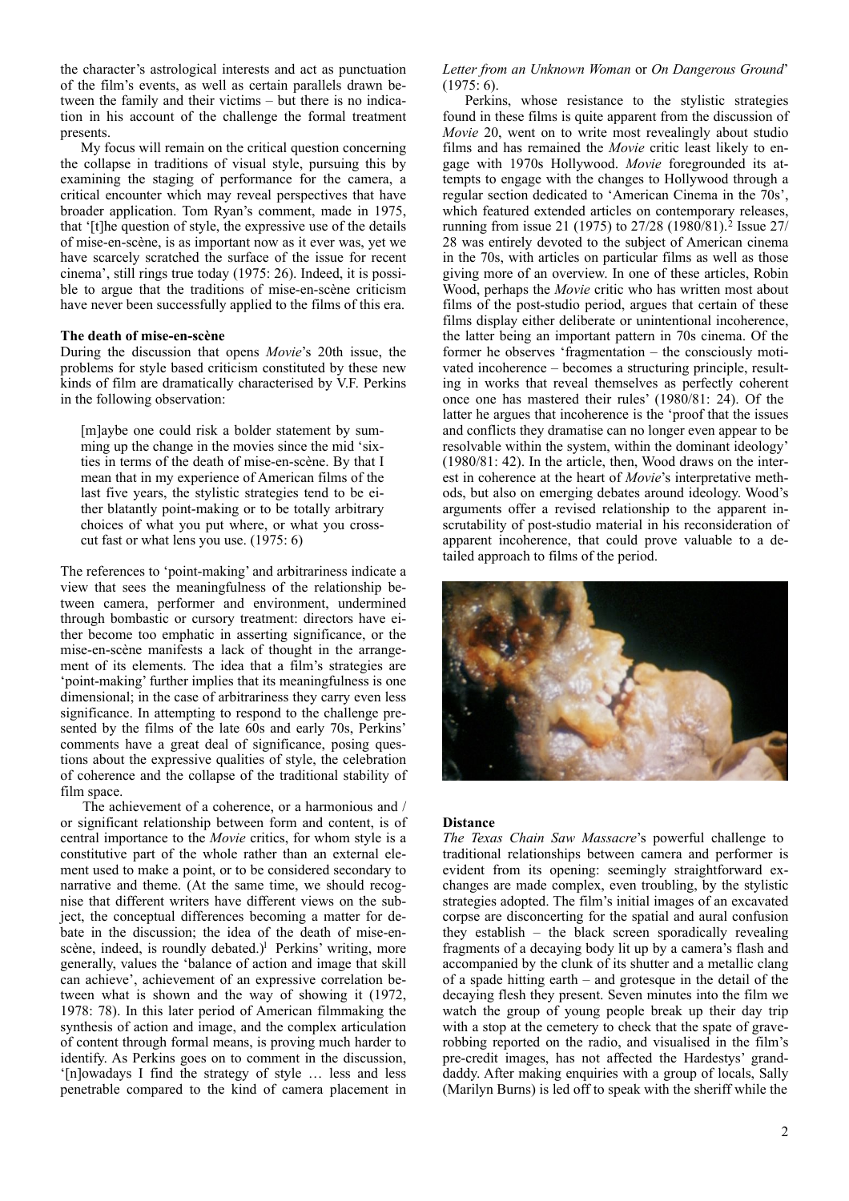the character's astrological interests and act as punctuation of the film's events, as well as certain parallels drawn between the family and their victims – but there is no indication in his account of the challenge the formal treatment presents.

My focus will remain on the critical question concerning the collapse in traditions of visual style, pursuing this by examining the staging of performance for the camera, a critical encounter which may reveal perspectives that have broader application. Tom Ryan's comment, made in 1975, that '[t]he question of style, the expressive use of the details of mise-en-scène, is as important now as it ever was, yet we have scarcely scratched the surface of the issue for recent cinema', still rings true today (1975: 26). Indeed, it is possible to argue that the traditions of mise-en-scène criticism have never been successfully applied to the films of this era.

**The death of mise-en-scène**

During the discussion that opens *Movie*'s 20th issue, the problems for style based criticism constituted by these new kinds of film are dramatically characterised by V.F. Perkins in the following observation:

> [m]aybe one could risk a bolder statement by summing up the change in the movies since the mid 'sixties in terms of the death of mise-en-scène. By that I mean that in my experience of American films of the last five years, the stylistic strategies tend to be either blatantly point-making or to be totally arbitrary choices of what you put where, or what you cross-cut fast or what lens you use. (1975: 6)

The references to 'point-making' and arbitrariness indicate a view that sees the meaningfulness of the relationship between camera, performer and environment, undermined through bombastic or cursory treatment: directors have either become too emphatic in asserting significance, or the mise-en-scène manifests a lack of thought in the arrangement of its elements. The idea that a film's strategies are 'point-making' further implies that its meaningfulness is one dimensional; in the case of arbitrariness they carry even less significance. In attempting to respond to the challenge presented by the films of the late 60s and early 70s, Perkins' comments have a great deal of significance, posing questions about the expressive qualities of style, the celebration of coherence and the collapse of the traditional stability of film space.

The achievement of a coherence, or a harmonious and / or significant relationship between form and content, is of central importance to the *Movie* critics, for whom style is a constitutive part of the whole rather than an external element used to make a point, or to be considered secondary to narrative and theme. (At the same time, we should recognise that different writers have different views on the subject, the conceptual differences becoming a matter for debate in the discussion; the idea of the death of mise-en-scène, indeed, is roundly debated.)[1] Perkins' writing, more generally, values the 'balance of action and image that skill can achieve', achievement of an expressive correlation between what is shown and the way of showing it (1972, 1978: 78). In this later period of American filmmaking the synthesis of action and image, and the complex articulation of content through formal means, is proving much harder to identify. As Perkins goes on to comment in the discussion, '[n]owadays I find the strategy of style … less and less penetrable compared to the kind of camera placement in *Letter from an Unknown Woman* or *On Dangerous Ground*' (1975: 6).

Perkins, whose resistance to the stylistic strategies found in these films is quite apparent from the discussion of *Movie* 20, went on to write most revealingly about studio films and has remained the *Movie* critic least likely to engage with 1970s Hollywood. *Movie* foregrounded its attempts to engage with the changes to Hollywood through a regular section dedicated to 'American Cinema in the 70s', which featured extended articles on contemporary releases, running from issue 21 (1975) to 27/28 (1980/81).[2] Issue 27/28 was entirely devoted to the subject of American cinema in the 70s, with articles on particular films as well as those giving more of an overview. In one of these articles, Robin Wood, perhaps the *Movie* critic who has written most about films of the post-studio period, argues that certain of these films display either deliberate or unintentional incoherence, the latter being an important pattern in 70s cinema. Of the former he observes 'fragmentation – the consciously motivated incoherence – becomes a structuring principle, resulting in works that reveal themselves as perfectly coherent once one has mastered their rules' (1980/81: 24). Of the latter he argues that incoherence is the 'proof that the issues and conflicts they dramatise can no longer even appear to be resolvable within the system, within the dominant ideology' (1980/81: 42). In the article, then, Wood draws on the interest in coherence at the heart of *Movie*'s interpretative methods, but also on emerging debates around ideology. Wood's arguments offer a revised relationship to the apparent inscrutability of post-studio material in his reconsideration of apparent incoherence, that could prove valuable to a detailed approach to films of the period.

**Distance**

*The Texas Chain Saw Massacre*'s powerful challenge to traditional relationships between camera and performer is evident from its opening: seemingly straightforward exchanges are made complex, even troubling, by the stylistic strategies adopted. The film's initial images of an excavated corpse are disconcerting for the spatial and aural confusion they establish – the black screen sporadically revealing fragments of a decaying body lit up by a camera's flash and accompanied by the clunk of its shutter and a metallic clang of a spade hitting earth – and grotesque in the detail of the decaying flesh they present. Seven minutes into the film we watch the group of young people break up their day trip with a stop at the cemetery to check that the spate of grave-robbing reported on the radio, and visualised in the film's pre-credit images, has not affected the Hardestys' granddaddy. After making enquiries with a group of locals, Sally (Marilyn Burns) is led off to speak with the sheriff while the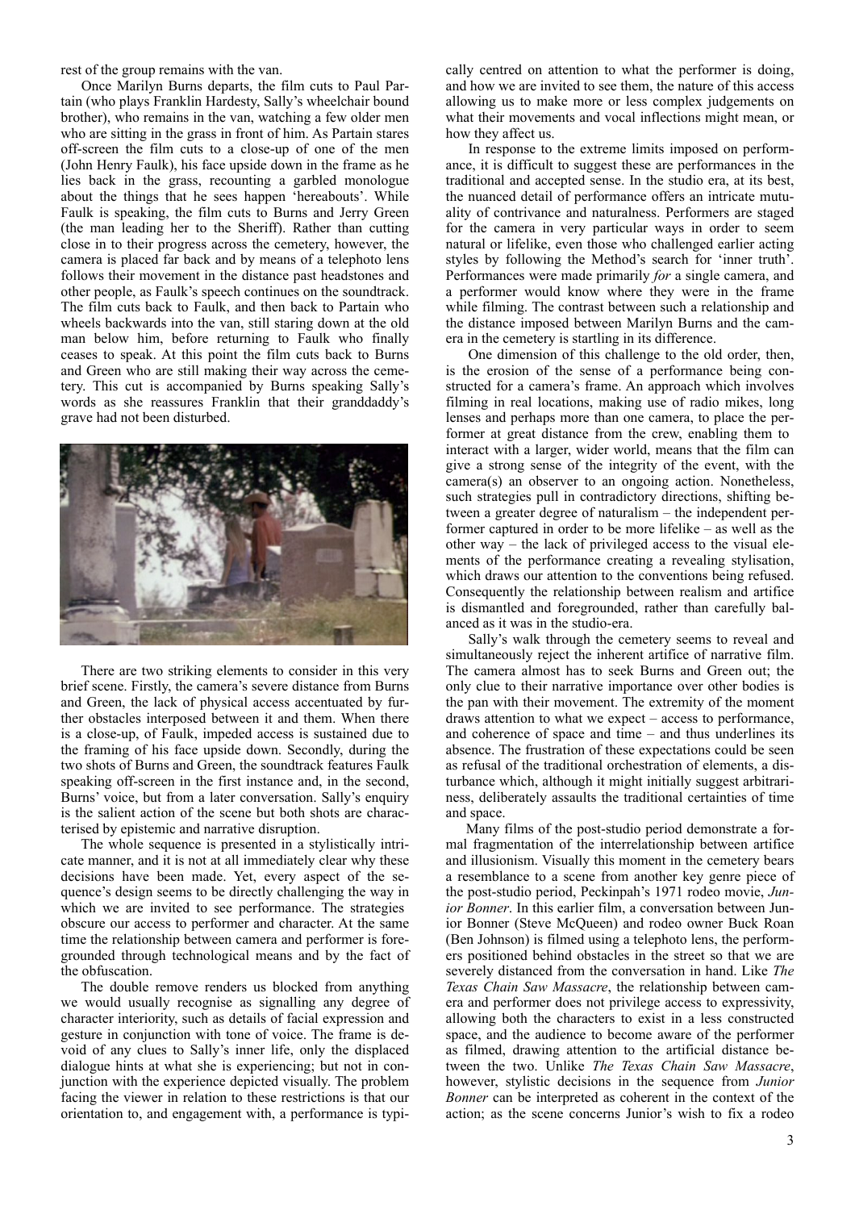rest of the group remains with the van.

Once Marilyn Burns departs, the film cuts to Paul Partain (who plays Franklin Hardesty, Sally's wheelchair bound brother), who remains in the van, watching a few older men who are sitting in the grass in front of him. As Partain stares off-screen the film cuts to a close-up of one of the men (John Henry Faulk), his face upside down in the frame as he lies back in the grass, recounting a garbled monologue about the things that he sees happen 'hereabouts'. While Faulk is speaking, the film cuts to Burns and Jerry Green (the man leading her to the Sheriff). Rather than cutting close in to their progress across the cemetery, however, the camera is placed far back and by means of a telephoto lens follows their movement in the distance past headstones and other people, as Faulk's speech continues on the soundtrack. The film cuts back to Faulk, and then back to Partain who wheels backwards into the van, still staring down at the old man below him, before returning to Faulk who finally ceases to speak. At this point the film cuts back to Burns and Green who are still making their way across the cemetery. This cut is accompanied by Burns speaking Sally's words as she reassures Franklin that their granddaddy's grave had not been disturbed.

There are two striking elements to consider in this very brief scene. Firstly, the camera's severe distance from Burns and Green, the lack of physical access accentuated by further obstacles interposed between it and them. When there is a close-up, of Faulk, impeded access is sustained due to the framing of his face upside down. Secondly, during the two shots of Burns and Green, the soundtrack features Faulk speaking off-screen in the first instance and, in the second, Burns' voice, but from a later conversation. Sally's enquiry is the salient action of the scene but both shots are characterised by epistemic and narrative disruption.

The whole sequence is presented in a stylistically intricate manner, and it is not at all immediately clear why these decisions have been made. Yet, every aspect of the sequence's design seems to be directly challenging the way in which we are invited to see performance. The strategies obscure our access to performer and character. At the same time the relationship between camera and performer is foregrounded through technological means and by the fact of the obfuscation.

The double remove renders us blocked from anything we would usually recognise as signalling any degree of character interiority, such as details of facial expression and gesture in conjunction with tone of voice. The frame is devoid of any clues to Sally's inner life, only the displaced dialogue hints at what she is experiencing; but not in conjunction with the experience depicted visually. The problem facing the viewer in relation to these restrictions is that our orientation to, and engagement with, a performance is typically centred on attention to what the performer is doing, and how we are invited to see them, the nature of this access allowing us to make more or less complex judgements on what their movements and vocal inflections might mean, or how they affect us.

In response to the extreme limits imposed on performance, it is difficult to suggest these are performances in the traditional and accepted sense. In the studio era, at its best, the nuanced detail of performance offers an intricate mutuality of contrivance and naturalness. Performers are staged for the camera in very particular ways in order to seem natural or lifelike, even those who challenged earlier acting styles by following the Method's search for 'inner truth'. Performances were made primarily *for* a single camera, and a performer would know where they were in the frame while filming. The contrast between such a relationship and the distance imposed between Marilyn Burns and the camera in the cemetery is startling in its difference.

One dimension of this challenge to the old order, then, is the erosion of the sense of a performance being constructed for a camera's frame. An approach which involves filming in real locations, making use of radio mikes, long lenses and perhaps more than one camera, to place the performer at great distance from the crew, enabling them to interact with a larger, wider world, means that the film can give a strong sense of the integrity of the event, with the camera(s) an observer to an ongoing action. Nonetheless, such strategies pull in contradictory directions, shifting between a greater degree of naturalism – the independent performer captured in order to be more lifelike – as well as the other way – the lack of privileged access to the visual elements of the performance creating a revealing stylisation, which draws our attention to the conventions being refused. Consequently the relationship between realism and artifice is dismantled and foregrounded, rather than carefully balanced as it was in the studio-era.

Sally's walk through the cemetery seems to reveal and simultaneously reject the inherent artifice of narrative film. The camera almost has to seek Burns and Green out; the only clue to their narrative importance over other bodies is the pan with their movement. The extremity of the moment draws attention to what we expect – access to performance, and coherence of space and time – and thus underlines its absence. The frustration of these expectations could be seen as refusal of the traditional orchestration of elements, a disturbance which, although it might initially suggest arbitrariness, deliberately assaults the traditional certainties of time and space.

Many films of the post-studio period demonstrate a formal fragmentation of the interrelationship between artifice and illusionism. Visually this moment in the cemetery bears a resemblance to a scene from another key genre piece of the post-studio period, Peckinpah's 1971 rodeo movie, *Junior Bonner*. In this earlier film, a conversation between Junior Bonner (Steve McQueen) and rodeo owner Buck Roan (Ben Johnson) is filmed using a telephoto lens, the performers positioned behind obstacles in the street so that we are severely distanced from the conversation in hand. Like *The Texas Chain Saw Massacre*, the relationship between camera and performer does not privilege access to expressivity, allowing both the characters to exist in a less constructed space, and the audience to become aware of the performer as filmed, drawing attention to the artificial distance between the two. Unlike *The Texas Chain Saw Massacre*, however, stylistic decisions in the sequence from *Junior Bonner* can be interpreted as coherent in the context of the action; as the scene concerns Junior's wish to fix a rodeo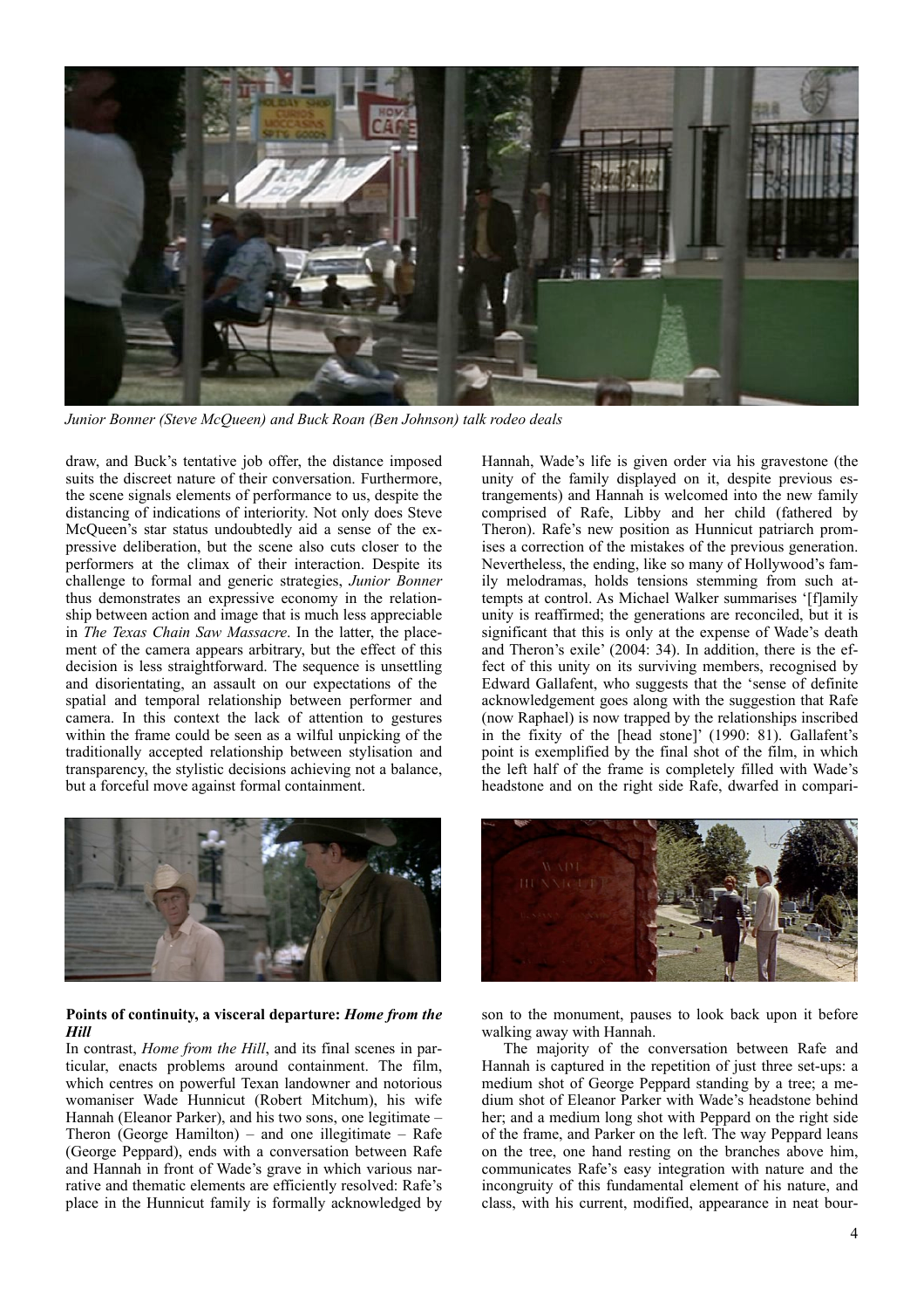*Junior Bonner (Steve McQueen) and Buck Roan (Ben Johnson) talk rodeo deals*

draw, and Buck's tentative job offer, the distance imposed suits the discreet nature of their conversation. Furthermore, the scene signals elements of performance to us, despite the distancing of indications of interiority. Not only does Steve McQueen's star status undoubtedly aid a sense of the expressive deliberation, but the scene also cuts closer to the performers at the climax of their interaction. Despite its challenge to formal and generic strategies, *Junior Bonner* thus demonstrates an expressive economy in the relationship between action and image that is much less appreciable in *The Texas Chain Saw Massacre*. In the latter, the placement of the camera appears arbitrary, but the effect of this decision is less straightforward. The sequence is unsettling and disorientating, an assault on our expectations of the spatial and temporal relationship between performer and camera. In this context the lack of attention to gestures within the frame could be seen as a wilful unpicking of the traditionally accepted relationship between stylisation and transparency, the stylistic decisions achieving not a balance, but a forceful move against formal containment.

**Points of continuity, a visceral departure: *Home from the Hill***

In contrast, *Home from the Hill*, and its final scenes in particular, enacts problems around containment. The film, which centres on powerful Texan landowner and notorious womaniser Wade Hunnicut (Robert Mitchum), his wife Hannah (Eleanor Parker), and his two sons, one legitimate – Theron (George Hamilton) – and one illegitimate – Rafe (George Peppard), ends with a conversation between Rafe and Hannah in front of Wade's grave in which various narrative and thematic elements are efficiently resolved: Rafe's place in the Hunnicut family is formally acknowledged by Hannah, Wade's life is given order via his gravestone (the unity of the family displayed on it, despite previous estrangements) and Hannah is welcomed into the new family comprised of Rafe, Libby and her child (fathered by Theron). Rafe's new position as Hunnicut patriarch promises a correction of the mistakes of the previous generation. Nevertheless, the ending, like so many of Hollywood's family melodramas, holds tensions stemming from such attempts at control. As Michael Walker summarises '[f]amily unity is reaffirmed; the generations are reconciled, but it is significant that this is only at the expense of Wade's death and Theron's exile' (2004: 34). In addition, there is the effect of this unity on its surviving members, recognised by Edward Gallafent, who suggests that the 'sense of definite acknowledgement goes along with the suggestion that Rafe (now Raphael) is now trapped by the relationships inscribed in the fixity of the [head stone]' (1990: 81). Gallafent's point is exemplified by the final shot of the film, in which the left half of the frame is completely filled with Wade's headstone and on the right side Rafe, dwarfed in comparison to the monument, pauses to look back upon it before walking away with Hannah.

The majority of the conversation between Rafe and Hannah is captured in the repetition of just three set-ups: a medium shot of George Peppard standing by a tree; a medium shot of Eleanor Parker with Wade's headstone behind her; and a medium long shot with Peppard on the right side of the frame, and Parker on the left. The way Peppard leans on the tree, one hand resting on the branches above him, communicates Rafe's easy integration with nature and the incongruity of this fundamental element of his nature, and class, with his current, modified, appearance in neat bour-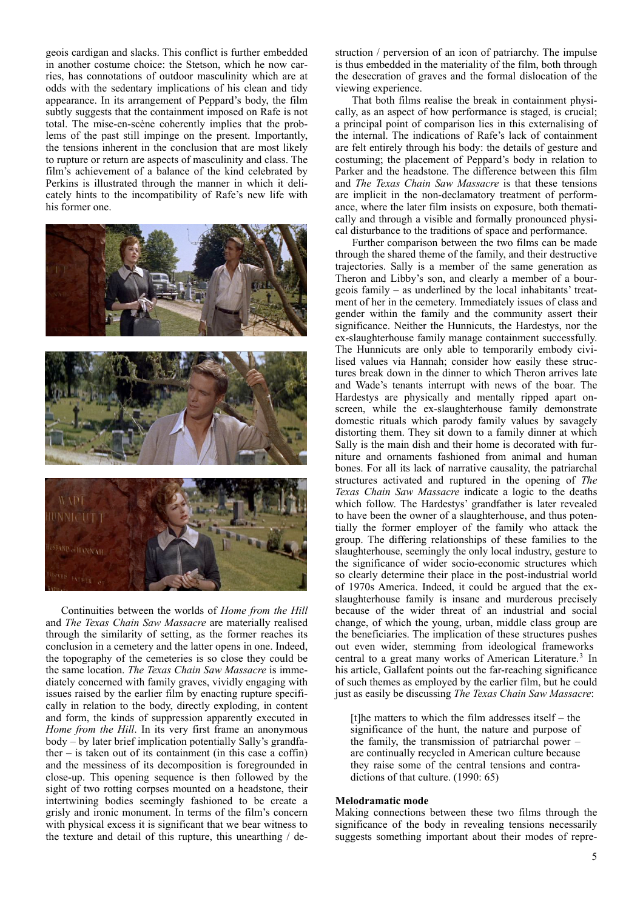geois cardigan and slacks. This conflict is further embedded in another costume choice: the Stetson, which he now carries, has connotations of outdoor masculinity which are at odds with the sedentary implications of his clean and tidy appearance. In its arrangement of Peppard's body, the film subtly suggests that the containment imposed on Rafe is not total. The mise-en-scène coherently implies that the problems of the past still impinge on the present. Importantly, the tensions inherent in the conclusion that are most likely to rupture or return are aspects of masculinity and class. The film's achievement of a balance of the kind celebrated by Perkins is illustrated through the manner in which it delicately hints to the incompatibility of Rafe's new life with his former one.

Continuities between the worlds of *Home from the Hill* and *The Texas Chain Saw Massacre* are materially realised through the similarity of setting, as the former reaches its conclusion in a cemetery and the latter opens in one. Indeed, the topography of the cemeteries is so close they could be the same location. *The Texas Chain Saw Massacre* is immediately concerned with family graves, vividly engaging with issues raised by the earlier film by enacting rupture specifically in relation to the body, directly exploding, in content and form, the kinds of suppression apparently executed in *Home from the Hill*. In its very first frame an anonymous body – by later brief implication potentially Sally's grandfather – is taken out of its containment (in this case a coffin) and the messiness of its decomposition is foregrounded in close-up. This opening sequence is then followed by the sight of two rotting corpses mounted on a headstone, their intertwining bodies seemingly fashioned to be create a grisly and ironic monument. In terms of the film's concern with physical excess it is significant that we bear witness to the texture and detail of this rupture, this unearthing / destruction / perversion of an icon of patriarchy. The impulse is thus embedded in the materiality of the film, both through the desecration of graves and the formal dislocation of the viewing experience.

That both films realise the break in containment physically, as an aspect of how performance is staged, is crucial; a principal point of comparison lies in this externalising of the internal. The indications of Rafe's lack of containment are felt entirely through his body: the details of gesture and costuming; the placement of Peppard's body in relation to Parker and the headstone. The difference between this film and *The Texas Chain Saw Massacre* is that these tensions are implicit in the non-declamatory treatment of performance, where the later film insists on exposure, both thematically and through a visible and formally pronounced physical disturbance to the traditions of space and performance.

Further comparison between the two films can be made through the shared theme of the family, and their destructive trajectories. Sally is a member of the same generation as Theron and Libby's son, and clearly a member of a bourgeois family – as underlined by the local inhabitants' treatment of her in the cemetery. Immediately issues of class and gender within the family and the community assert their significance. Neither the Hunnicuts, the Hardestys, nor the ex-slaughterhouse family manage containment successfully. The Hunnicuts are only able to temporarily embody civilised values via Hannah; consider how easily these structures break down in the dinner to which Theron arrives late and Wade's tenants interrupt with news of the boar. The Hardestys are physically and mentally ripped apart onscreen, while the ex-slaughterhouse family demonstrate domestic rituals which parody family values by savagely distorting them. They sit down to a family dinner at which Sally is the main dish and their home is decorated with furniture and ornaments fashioned from animal and human bones. For all its lack of narrative causality, the patriarchal structures activated and ruptured in the opening of *The Texas Chain Saw Massacre* indicate a logic to the deaths which follow. The Hardestys' grandfather is later revealed to have been the owner of a slaughterhouse, and thus potentially the former employer of the family who attack the group. The differing relationships of these families to the slaughterhouse, seemingly the only local industry, gesture to the significance of wider socio-economic structures which so clearly determine their place in the post-industrial world of 1970s America. Indeed, it could be argued that the ex-slaughterhouse family is insane and murderous precisely because of the wider threat of an industrial and social change, of which the young, urban, middle class group are the beneficiaries. The implication of these structures pushes out even wider, stemming from ideological frameworks central to a great many works of American Literature.[3] In his article, Gallafent points out the far-reaching significance of such themes as employed by the earlier film, but he could just as easily be discussing *The Texas Chain Saw Massacre*:

> [t]he matters to which the film addresses itself – the significance of the hunt, the nature and purpose of the family, the transmission of patriarchal power – are continually recycled in American culture because they raise some of the central tensions and contradictions of that culture. (1990: 65)

### Melodramatic mode

Making connections between these two films through the significance of the body in revealing tensions necessarily suggests something important about their modes of repre-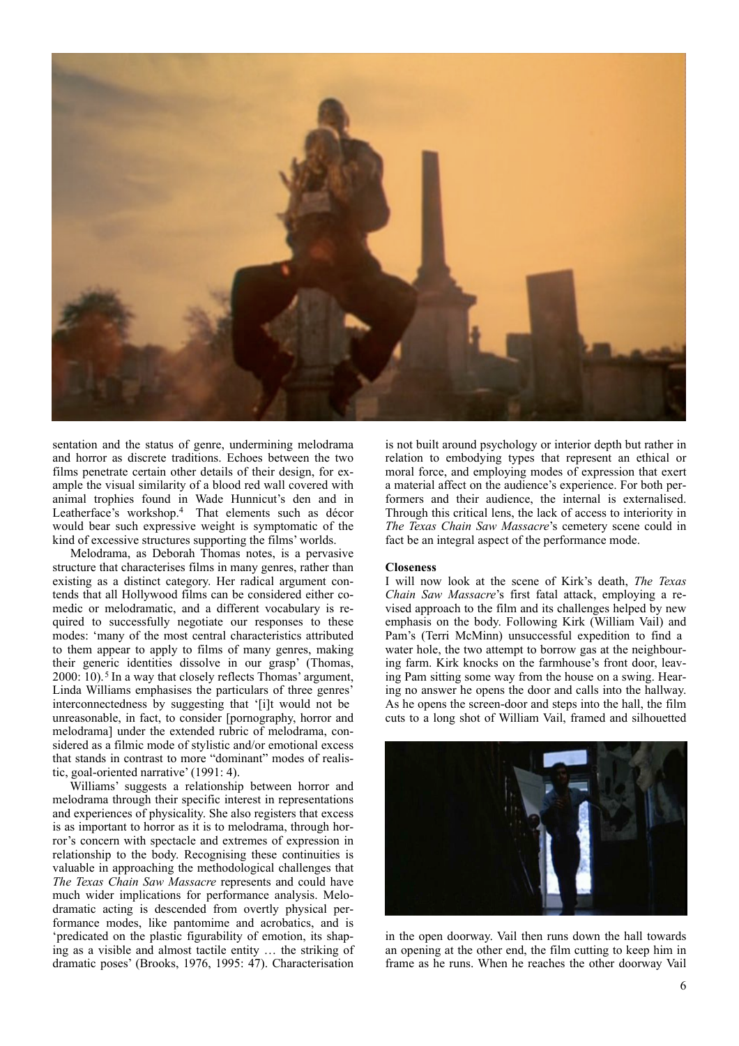sentation and the status of genre, undermining melodrama and horror as discrete traditions. Echoes between the two films penetrate certain other details of their design, for example the visual similarity of a blood red wall covered with animal trophies found in Wade Hunnicut's den and in Leatherface's workshop.[4] That elements such as décor would bear such expressive weight is symptomatic of the kind of excessive structures supporting the films' worlds.

Melodrama, as Deborah Thomas notes, is a pervasive structure that characterises films in many genres, rather than existing as a distinct category. Her radical argument contends that all Hollywood films can be considered either comedic or melodramatic, and a different vocabulary is required to successfully negotiate our responses to these modes: 'many of the most central characteristics attributed to them appear to apply to films of many genres, making their generic identities dissolve in our grasp' (Thomas, 2000: 10).[5] In a way that closely reflects Thomas' argument, Linda Williams emphasises the particulars of three genres' interconnectedness by suggesting that '[i]t would not be unreasonable, in fact, to consider [pornography, horror and melodrama] under the extended rubric of melodrama, considered as a filmic mode of stylistic and/or emotional excess that stands in contrast to more "dominant" modes of realistic, goal-oriented narrative' (1991: 4).

Williams' suggests a relationship between horror and melodrama through their specific interest in representations and experiences of physicality. She also registers that excess is as important to horror as it is to melodrama, through horror's concern with spectacle and extremes of expression in relationship to the body. Recognising these continuities is valuable in approaching the methodological challenges that *The Texas Chain Saw Massacre* represents and could have much wider implications for performance analysis. Melodramatic acting is descended from overtly physical performance modes, like pantomime and acrobatics, and is 'predicated on the plastic figurability of emotion, its shaping as a visible and almost tactile entity … the striking of dramatic poses' (Brooks, 1976, 1995: 47). Characterisation is not built around psychology or interior depth but rather in relation to embodying types that represent an ethical or moral force, and employing modes of expression that exert a material affect on the audience's experience. For both performers and their audience, the internal is externalised. Through this critical lens, the lack of access to interiority in *The Texas Chain Saw Massacre*'s cemetery scene could in fact be an integral aspect of the performance mode.

**Closeness**

I will now look at the scene of Kirk's death, *The Texas Chain Saw Massacre*'s first fatal attack, employing a revised approach to the film and its challenges helped by new emphasis on the body. Following Kirk (William Vail) and Pam's (Terri McMinn) unsuccessful expedition to find a water hole, the two attempt to borrow gas at the neighbouring farm. Kirk knocks on the farmhouse's front door, leaving Pam sitting some way from the house on a swing. Hearing no answer he opens the door and calls into the hallway. As he opens the screen-door and steps into the hall, the film cuts to a long shot of William Vail, framed and silhouetted in the open doorway. Vail then runs down the hall towards an opening at the other end, the film cutting to keep him in frame as he runs. When he reaches the other doorway Vail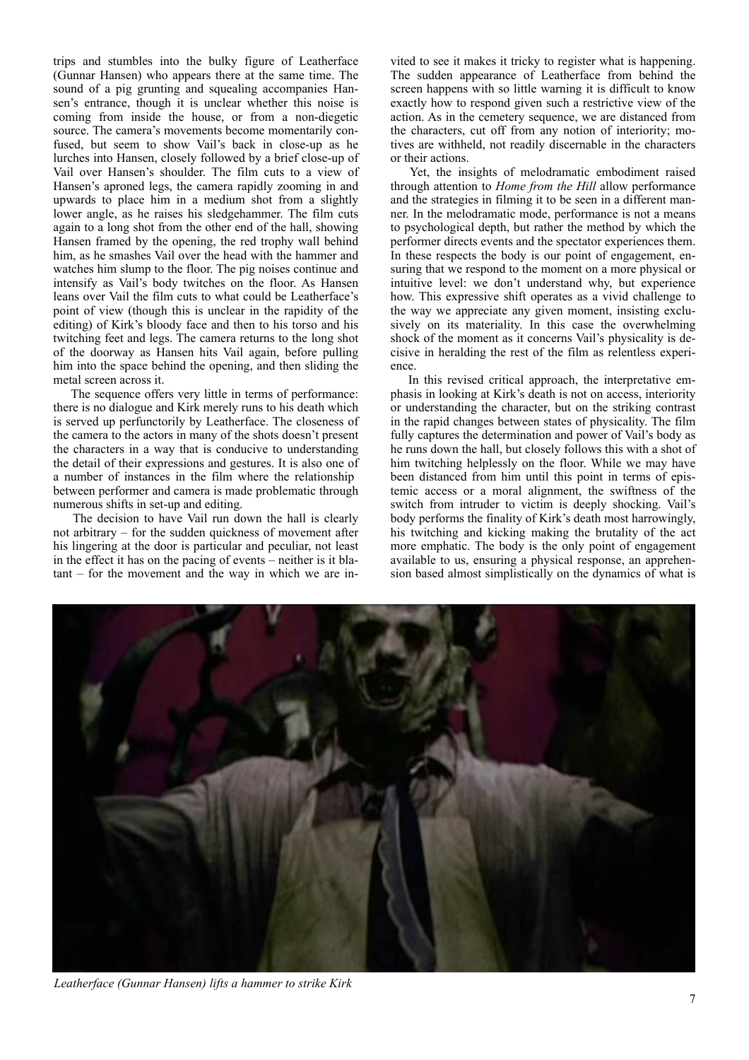trips and stumbles into the bulky figure of Leatherface (Gunnar Hansen) who appears there at the same time. The sound of a pig grunting and squealing accompanies Hansen's entrance, though it is unclear whether this noise is coming from inside the house, or from a non-diegetic source. The camera's movements become momentarily confused, but seem to show Vail's back in close-up as he lurches into Hansen, closely followed by a brief close-up of Vail over Hansen's shoulder. The film cuts to a view of Hansen's aproned legs, the camera rapidly zooming in and upwards to place him in a medium shot from a slightly lower angle, as he raises his sledgehammer. The film cuts again to a long shot from the other end of the hall, showing Hansen framed by the opening, the red trophy wall behind him, as he smashes Vail over the head with the hammer and watches him slump to the floor. The pig noises continue and intensify as Vail's body twitches on the floor. As Hansen leans over Vail the film cuts to what could be Leatherface's point of view (though this is unclear in the rapidity of the editing) of Kirk's bloody face and then to his torso and his twitching feet and legs. The camera returns to the long shot of the doorway as Hansen hits Vail again, before pulling him into the space behind the opening, and then sliding the metal screen across it.

The sequence offers very little in terms of performance: there is no dialogue and Kirk merely runs to his death which is served up perfunctorily by Leatherface. The closeness of the camera to the actors in many of the shots doesn't present the characters in a way that is conducive to understanding the detail of their expressions and gestures. It is also one of a number of instances in the film where the relationship between performer and camera is made problematic through numerous shifts in set-up and editing.

The decision to have Vail run down the hall is clearly not arbitrary – for the sudden quickness of movement after his lingering at the door is particular and peculiar, not least in the effect it has on the pacing of events – neither is it blatant – for the movement and the way in which we are invited to see it makes it tricky to register what is happening. The sudden appearance of Leatherface from behind the screen happens with so little warning it is difficult to know exactly how to respond given such a restrictive view of the action. As in the cemetery sequence, we are distanced from the characters, cut off from any notion of interiority; motives are withheld, not readily discernable in the characters or their actions.

Yet, the insights of melodramatic embodiment raised through attention to *Home from the Hill* allow performance and the strategies in filming it to be seen in a different manner. In the melodramatic mode, performance is not a means to psychological depth, but rather the method by which the performer directs events and the spectator experiences them. In these respects the body is our point of engagement, ensuring that we respond to the moment on a more physical or intuitive level: we don't understand why, but experience how. This expressive shift operates as a vivid challenge to the way we appreciate any given moment, insisting exclusively on its materiality. In this case the overwhelming shock of the moment as it concerns Vail's physicality is decisive in heralding the rest of the film as relentless experience.

In this revised critical approach, the interpretative emphasis in looking at Kirk's death is not on access, interiority or understanding the character, but on the striking contrast in the rapid changes between states of physicality. The film fully captures the determination and power of Vail's body as he runs down the hall, but closely follows this with a shot of him twitching helplessly on the floor. While we may have been distanced from him until this point in terms of epistemic access or a moral alignment, the swiftness of the switch from intruder to victim is deeply shocking. Vail's body performs the finality of Kirk's death most harrowingly, his twitching and kicking making the brutality of the act more emphatic. The body is the only point of engagement available to us, ensuring a physical response, an apprehension based almost simplistically on the dynamics of what is

*Leatherface (Gunnar Hansen) lifts a hammer to strike Kirk*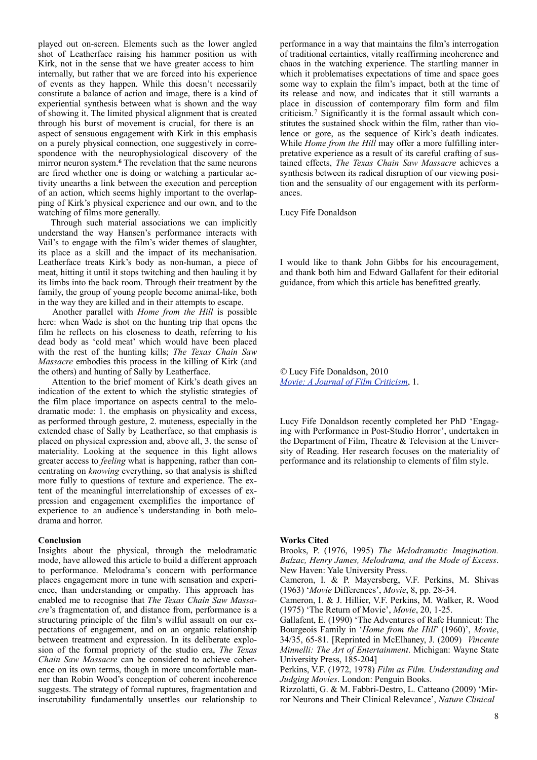played out on-screen. Elements such as the lower angled shot of Leatherface raising his hammer position us with Kirk, not in the sense that we have greater access to him internally, but rather that we are forced into his experience of events as they happen. While this doesn't necessarily constitute a balance of action and image, there is a kind of experiential synthesis between what is shown and the way of showing it. The limited physical alignment that is created through his burst of movement is crucial, for there is an aspect of sensuous engagement with Kirk in this emphasis on a purely physical connection, one suggestively in correspondence with the neurophysiological discovery of the mirror neuron system.[6] The revelation that the same neurons are fired whether one is doing or watching a particular activity unearths a link between the execution and perception of an action, which seems highly important to the overlapping of Kirk's physical experience and our own, and to the watching of films more generally.

Through such material associations we can implicitly understand the way Hansen's performance interacts with Vail's to engage with the film's wider themes of slaughter, its place as a skill and the impact of its mechanisation. Leatherface treats Kirk's body as non-human, a piece of meat, hitting it until it stops twitching and then hauling it by its limbs into the back room. Through their treatment by the family, the group of young people become animal-like, both in the way they are killed and in their attempts to escape.

Another parallel with *Home from the Hill* is possible here: when Wade is shot on the hunting trip that opens the film he reflects on his closeness to death, referring to his dead body as 'cold meat' which would have been placed with the rest of the hunting kills; *The Texas Chain Saw Massacre* embodies this process in the killing of Kirk (and the others) and hunting of Sally by Leatherface.

Attention to the brief moment of Kirk's death gives an indication of the extent to which the stylistic strategies of the film place importance on aspects central to the melodramatic mode: 1. the emphasis on physicality and excess, as performed through gesture, 2. muteness, especially in the extended chase of Sally by Leatherface, so that emphasis is placed on physical expression and, above all, 3. the sense of materiality. Looking at the sequence in this light allows greater access to *feeling* what is happening, rather than concentrating on *knowing* everything, so that analysis is shifted more fully to questions of texture and experience. The extent of the meaningful interrelationship of excesses of expression and engagement exemplifies the importance of experience to an audience's understanding in both melodrama and horror.

## Conclusion

Insights about the physical, through the melodramatic mode, have allowed this article to build a different approach to performance. Melodrama's concern with performance places engagement more in tune with sensation and experience, than understanding or empathy. This approach has enabled me to recognise that *The Texas Chain Saw Massacre*'s fragmentation of, and distance from, performance is a structuring principle of the film's wilful assault on our expectations of engagement, and on an organic relationship between treatment and expression. In its deliberate explosion of the formal propriety of the studio era, *The Texas Chain Saw Massacre* can be considered to achieve coherence on its own terms, though in more uncomfortable manner than Robin Wood's conception of coherent incoherence suggests. The strategy of formal ruptures, fragmentation and inscrutability fundamentally unsettles our relationship to performance in a way that maintains the film's interrogation of traditional certainties, vitally reaffirming incoherence and chaos in the watching experience. The startling manner in which it problematises expectations of time and space goes some way to explain the film's impact, both at the time of its release and now, and indicates that it still warrants a place in discussion of contemporary film form and film criticism.[7] Significantly it is the formal assault which constitutes the sustained shock within the film, rather than violence or gore, as the sequence of Kirk's death indicates. While *Home from the Hill* may offer a more fulfilling interpretative experience as a result of its careful crafting of sustained effects, *The Texas Chain Saw Massacre* achieves a synthesis between its radical disruption of our viewing position and the sensuality of our engagement with its performances.

Lucy Fife Donaldson

I would like to thank John Gibbs for his encouragement, and thank both him and Edward Gallafent for their editorial guidance, from which this article has benefitted greatly.

© Lucy Fife Donaldson, 2010
[Movie: A Journal of Film Criticism](), 1.

Lucy Fife Donaldson recently completed her PhD 'Engaging with Performance in Post-Studio Horror', undertaken in the Department of Film, Theatre & Television at the University of Reading. Her research focuses on the materiality of performance and its relationship to elements of film style.

## Works Cited

Brooks, P. (1976, 1995) *The Melodramatic Imagination. Balzac, Henry James, Melodrama, and the Mode of Excess*. New Haven: Yale University Press.

Cameron, I. & P. Mayersberg, V.F. Perkins, M. Shivas (1963) '*Movie* Differences', *Movie*, 8, pp. 28-34.

Cameron, I. & J. Hillier, V.F. Perkins, M. Walker, R. Wood (1975) 'The Return of Movie', *Movie*, 20, 1-25.

Gallafent, E. (1990) 'The Adventures of Rafe Hunnicut: The Bourgeois Family in '*Home from the Hill*' (1960)', *Movie*, 34/35, 65-81. [Reprinted in McElhaney, J. (2009) *Vincente Minnelli: The Art of Entertainment*. Michigan: Wayne State University Press, 185-204]

Perkins, V.F. (1972, 1978) *Film as Film. Understanding and Judging Movies*. London: Penguin Books.

Rizzolatti, G. & M. Fabbri-Destro, L. Catteano (2009) 'Mirror Neurons and Their Clinical Relevance', *Nature Clinical*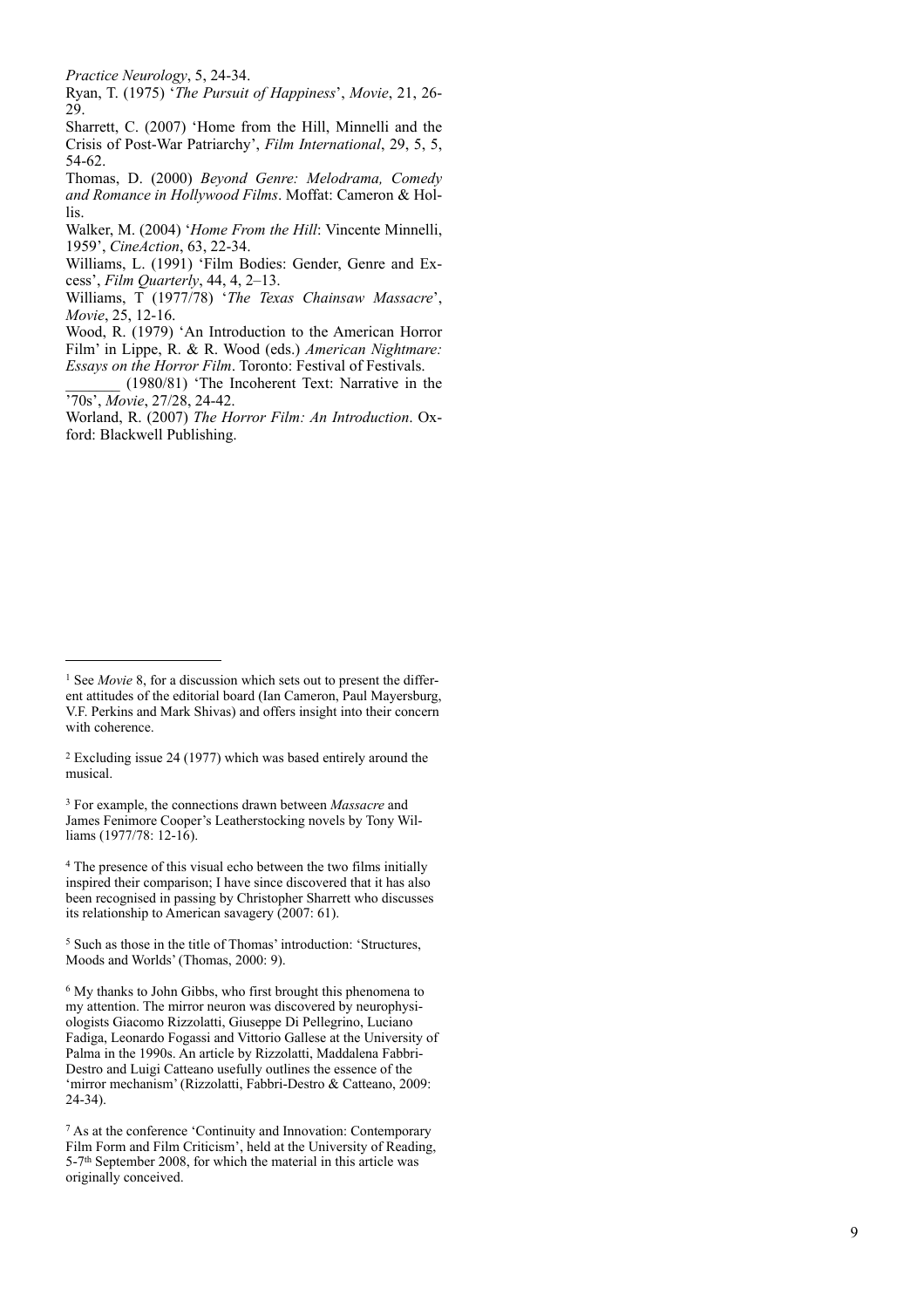*Practice Neurology*, 5, 24-34.

Ryan, T. (1975) '*The Pursuit of Happiness*', *Movie*, 21, 26-29.

Sharrett, C. (2007) 'Home from the Hill, Minnelli and the Crisis of Post-War Patriarchy', *Film International*, 29, 5, 5, 54-62.

Thomas, D. (2000) *Beyond Genre: Melodrama, Comedy and Romance in Hollywood Films*. Moffat: Cameron & Hollis.

Walker, M. (2004) '*Home From the Hill*: Vincente Minnelli, 1959', *CineAction*, 63, 22-34.

Williams, L. (1991) 'Film Bodies: Gender, Genre and Excess', *Film Quarterly*, 44, 4, 2–13.

Williams, T (1977/78) '*The Texas Chainsaw Massacre*', *Movie*, 25, 12-16.

Wood, R. (1979) 'An Introduction to the American Horror Film' in Lippe, R. & R. Wood (eds.) *American Nightmare: Essays on the Horror Film*. Toronto: Festival of Festivals.

_______ (1980/81) 'The Incoherent Text: Narrative in the '70s', *Movie*, 27/28, 24-42.

Worland, R. (2007) *The Horror Film: An Introduction*. Oxford: Blackwell Publishing.

---

[1] See *Movie* 8, for a discussion which sets out to present the different attitudes of the editorial board (Ian Cameron, Paul Mayersburg, V.F. Perkins and Mark Shivas) and offers insight into their concern with coherence.

[2] Excluding issue 24 (1977) which was based entirely around the musical.

[3] For example, the connections drawn between *Massacre* and James Fenimore Cooper's Leatherstocking novels by Tony Williams (1977/78: 12-16).

[4] The presence of this visual echo between the two films initially inspired their comparison; I have since discovered that it has also been recognised in passing by Christopher Sharrett who discusses its relationship to American savagery (2007: 61).

[5] Such as those in the title of Thomas' introduction: 'Structures, Moods and Worlds' (Thomas, 2000: 9).

[6] My thanks to John Gibbs, who first brought this phenomena to my attention. The mirror neuron was discovered by neurophysiologists Giacomo Rizzolatti, Giuseppe Di Pellegrino, Luciano Fadiga, Leonardo Fogassi and Vittorio Gallese at the University of Palma in the 1990s. An article by Rizzolatti, Maddalena Fabbri-Destro and Luigi Catteano usefully outlines the essence of the 'mirror mechanism' (Rizzolatti, Fabbri-Destro & Catteano, 2009: 24-34).

[7] As at the conference 'Continuity and Innovation: Contemporary Film Form and Film Criticism', held at the University of Reading, 5-7th September 2008, for which the material in this article was originally conceived.